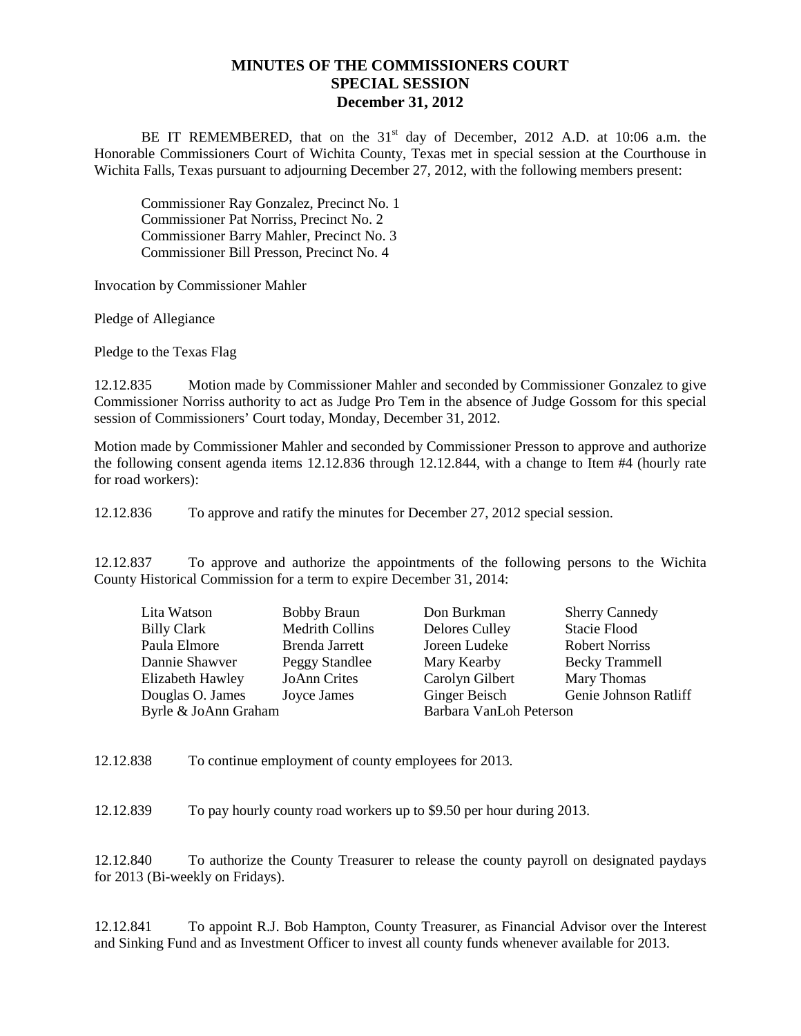# MINUTES OF THE COMMISSIONERS COURT
## SPECIAL SESSION
### December 31, 2012

BE IT REMEMBERED, that on the 31st day of December, 2012 A.D. at 10:06 a.m. the Honorable Commissioners Court of Wichita County, Texas met in special session at the Courthouse in Wichita Falls, Texas pursuant to adjourning December 27, 2012, with the following members present:

Commissioner Ray Gonzalez, Precinct No. 1
Commissioner Pat Norriss, Precinct No. 2
Commissioner Barry Mahler, Precinct No. 3
Commissioner Bill Presson, Precinct No. 4

Invocation by Commissioner Mahler

Pledge of Allegiance

Pledge to the Texas Flag

12.12.835 Motion made by Commissioner Mahler and seconded by Commissioner Gonzalez to give Commissioner Norriss authority to act as Judge Pro Tem in the absence of Judge Gossom for this special session of Commissioners' Court today, Monday, December 31, 2012.

Motion made by Commissioner Mahler and seconded by Commissioner Presson to approve and authorize the following consent agenda items 12.12.836 through 12.12.844, with a change to Item #4 (hourly rate for road workers):

12.12.836 To approve and ratify the minutes for December 27, 2012 special session.

12.12.837 To approve and authorize the appointments of the following persons to the Wichita County Historical Commission for a term to expire December 31, 2014:

| | | | |
|---|---|---|---|
| Lita Watson | Bobby Braun | Don Burkman | Sherry Cannedy |
| Billy Clark | Medrith Collins | Delores Culley | Stacie Flood |
| Paula Elmore | Brenda Jarrett | Joreen Ludeke | Robert Norriss |
| Dannie Shawver | Peggy Standlee | Mary Kearby | Becky Trammell |
| Elizabeth Hawley | JoAnn Crites | Carolyn Gilbert | Mary Thomas |
| Douglas O. James | Joyce James | Ginger Beisch | Genie Johnson Ratliff |
| Byrle & JoAnn Graham | | Barbara VanLoh Peterson | |

12.12.838 To continue employment of county employees for 2013.

12.12.839 To pay hourly county road workers up to $9.50 per hour during 2013.

12.12.840 To authorize the County Treasurer to release the county payroll on designated paydays for 2013 (Bi-weekly on Fridays).

12.12.841 To appoint R.J. Bob Hampton, County Treasurer, as Financial Advisor over the Interest and Sinking Fund and as Investment Officer to invest all county funds whenever available for 2013.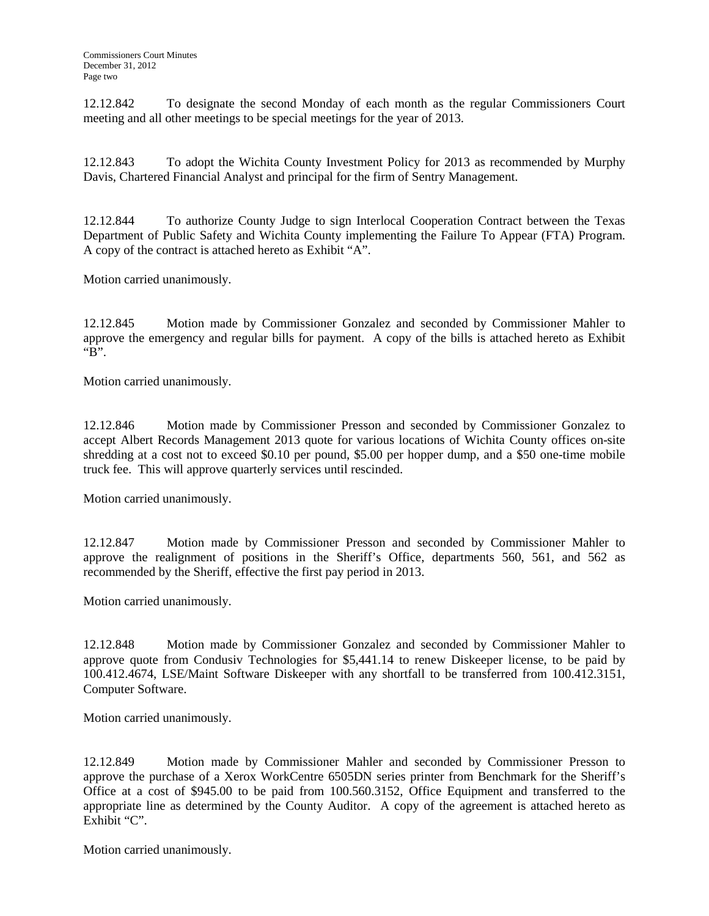12.12.842 To designate the second Monday of each month as the regular Commissioners Court meeting and all other meetings to be special meetings for the year of 2013.

12.12.843 To adopt the Wichita County Investment Policy for 2013 as recommended by Murphy Davis, Chartered Financial Analyst and principal for the firm of Sentry Management.

12.12.844 To authorize County Judge to sign Interlocal Cooperation Contract between the Texas Department of Public Safety and Wichita County implementing the Failure To Appear (FTA) Program. A copy of the contract is attached hereto as Exhibit "A".

Motion carried unanimously.

12.12.845 Motion made by Commissioner Gonzalez and seconded by Commissioner Mahler to approve the emergency and regular bills for payment. A copy of the bills is attached hereto as Exhibit "B".

Motion carried unanimously.

12.12.846 Motion made by Commissioner Presson and seconded by Commissioner Gonzalez to accept Albert Records Management 2013 quote for various locations of Wichita County offices on-site shredding at a cost not to exceed $0.10 per pound, $5.00 per hopper dump, and a $50 one-time mobile truck fee. This will approve quarterly services until rescinded.

Motion carried unanimously.

12.12.847 Motion made by Commissioner Presson and seconded by Commissioner Mahler to approve the realignment of positions in the Sheriff's Office, departments 560, 561, and 562 as recommended by the Sheriff, effective the first pay period in 2013.

Motion carried unanimously.

12.12.848 Motion made by Commissioner Gonzalez and seconded by Commissioner Mahler to approve quote from Condusiv Technologies for $5,441.14 to renew Diskeeper license, to be paid by 100.412.4674, LSE/Maint Software Diskeeper with any shortfall to be transferred from 100.412.3151, Computer Software.

Motion carried unanimously.

12.12.849 Motion made by Commissioner Mahler and seconded by Commissioner Presson to approve the purchase of a Xerox WorkCentre 6505DN series printer from Benchmark for the Sheriff's Office at a cost of $945.00 to be paid from 100.560.3152, Office Equipment and transferred to the appropriate line as determined by the County Auditor. A copy of the agreement is attached hereto as Exhibit "C".

Motion carried unanimously.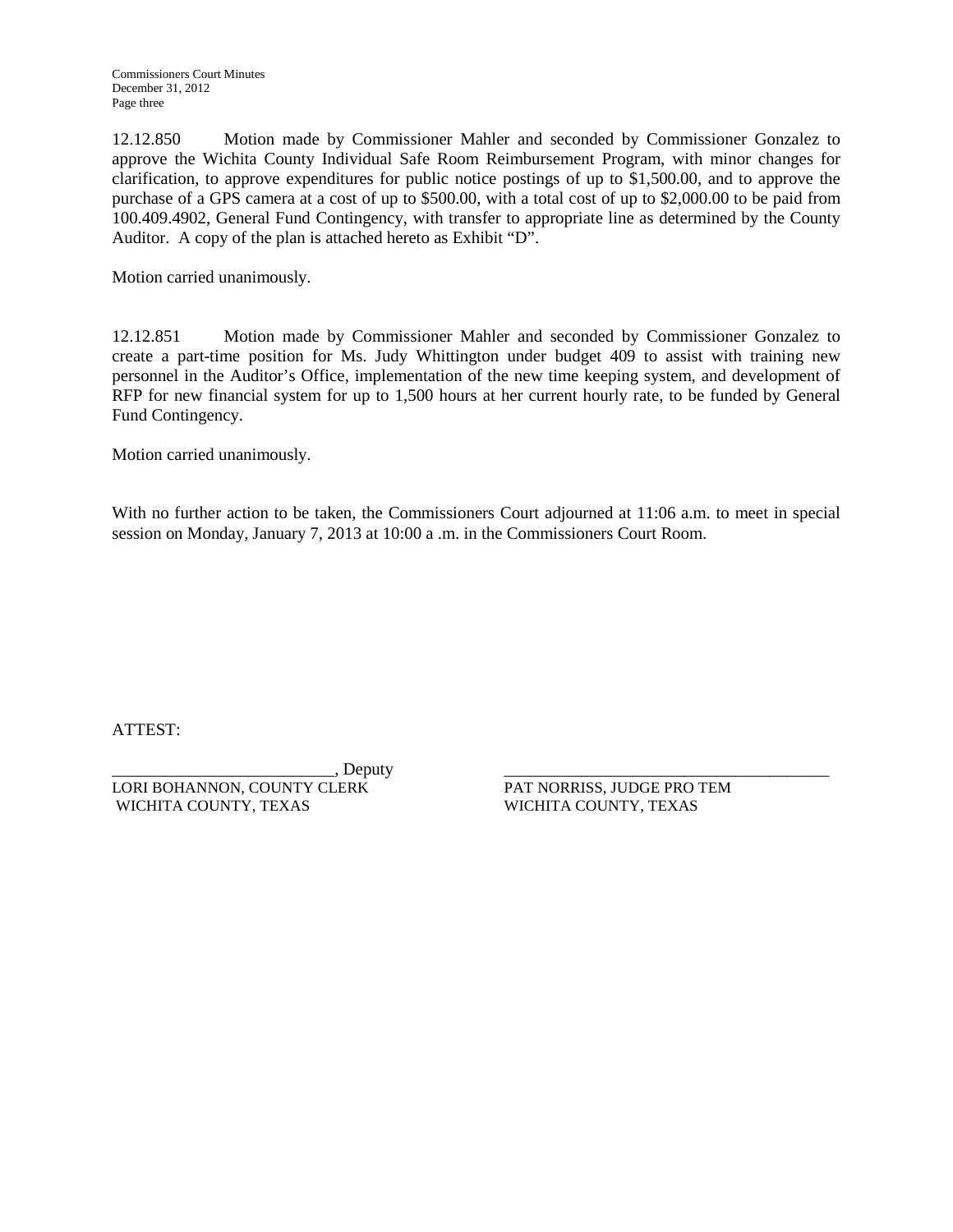12.12.850 Motion made by Commissioner Mahler and seconded by Commissioner Gonzalez to approve the Wichita County Individual Safe Room Reimbursement Program, with minor changes for clarification, to approve expenditures for public notice postings of up to $1,500.00, and to approve the purchase of a GPS camera at a cost of up to $500.00, with a total cost of up to $2,000.00 to be paid from 100.409.4902, General Fund Contingency, with transfer to appropriate line as determined by the County Auditor. A copy of the plan is attached hereto as Exhibit "D".

Motion carried unanimously.

12.12.851 Motion made by Commissioner Mahler and seconded by Commissioner Gonzalez to create a part-time position for Ms. Judy Whittington under budget 409 to assist with training new personnel in the Auditor's Office, implementation of the new time keeping system, and development of RFP for new financial system for up to 1,500 hours at her current hourly rate, to be funded by General Fund Contingency.

Motion carried unanimously.

With no further action to be taken, the Commissioners Court adjourned at 11:06 a.m. to meet in special session on Monday, January 7, 2013 at 10:00 a .m. in the Commissioners Court Room.

ATTEST:

___________________________, Deputy
LORI BOHANNON, COUNTY CLERK
WICHITA COUNTY, TEXAS

_________________________________________
PAT NORRISS, JUDGE PRO TEM
WICHITA COUNTY, TEXAS